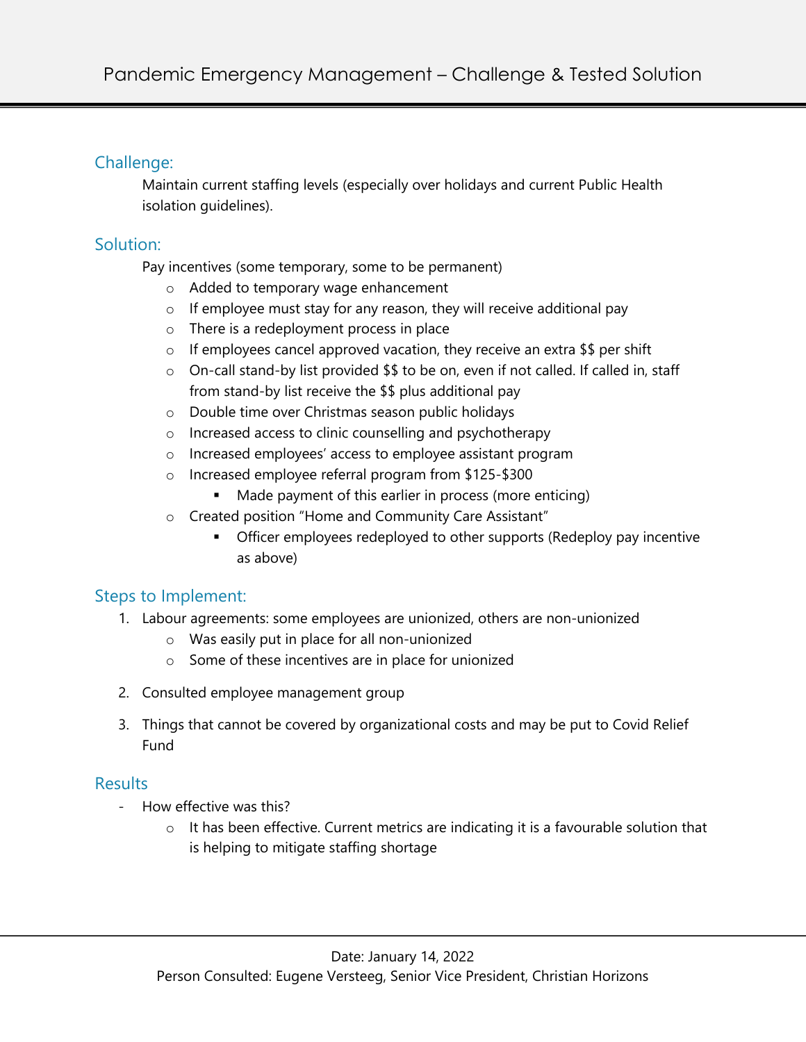# Pandemic Emergency Management – Challenge & Tested Solution

## Challenge:

Maintain current staffing levels (especially over holidays and current Public Health isolation guidelines).

## Solution:

Pay incentives (some temporary, some to be permanent)

- Added to temporary wage enhancement
- If employee must stay for any reason, they will receive additional pay
- There is a redeployment process in place
- If employees cancel approved vacation, they receive an extra $$ per shift
- On-call stand-by list provided $$ to be on, even if not called. If called in, staff from stand-by list receive the $$ plus additional pay
- Double time over Christmas season public holidays
- Increased access to clinic counselling and psychotherapy
- Increased employees' access to employee assistant program
- Increased employee referral program from $125-$300
  - Made payment of this earlier in process (more enticing)
- Created position "Home and Community Care Assistant"
  - Officer employees redeployed to other supports (Redeploy pay incentive as above)

## Steps to Implement:

1. Labour agreements: some employees are unionized, others are non-unionized
   - Was easily put in place for all non-unionized
   - Some of these incentives are in place for unionized

2. Consulted employee management group

3. Things that cannot be covered by organizational costs and may be put to Covid Relief Fund

## Results

- How effective was this?
  - It has been effective. Current metrics are indicating it is a favourable solution that is helping to mitigate staffing shortage

Date: January 14, 2022
Person Consulted: Eugene Versteeg, Senior Vice President, Christian Horizons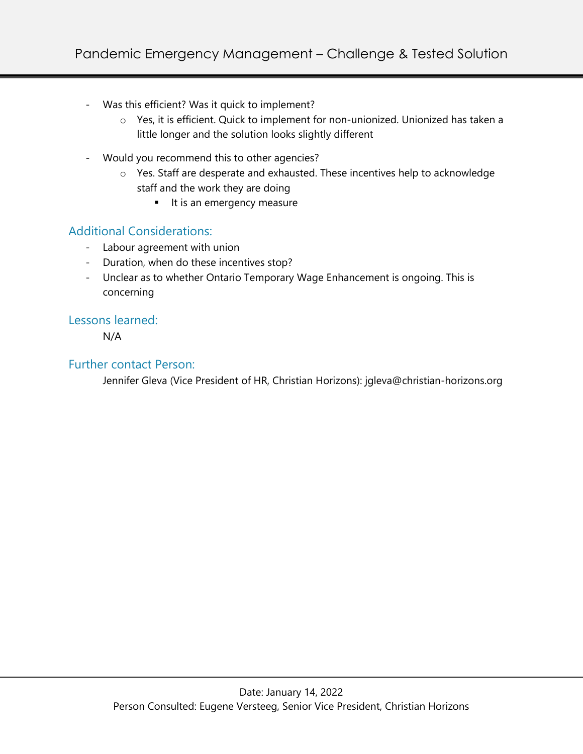- Was this efficient? Was it quick to implement?
  - Yes, it is efficient. Quick to implement for non-unionized. Unionized has taken a little longer and the solution looks slightly different
- Would you recommend this to other agencies?
  - Yes. Staff are desperate and exhausted. These incentives help to acknowledge staff and the work they are doing
    - It is an emergency measure

## Additional Considerations:

- Labour agreement with union
- Duration, when do these incentives stop?
- Unclear as to whether Ontario Temporary Wage Enhancement is ongoing. This is concerning

## Lessons learned:

N/A

## Further contact Person:

Jennifer Gleva (Vice President of HR, Christian Horizons): jgleva@christian-horizons.org

Date: January 14, 2022
Person Consulted: Eugene Versteeg, Senior Vice President, Christian Horizons